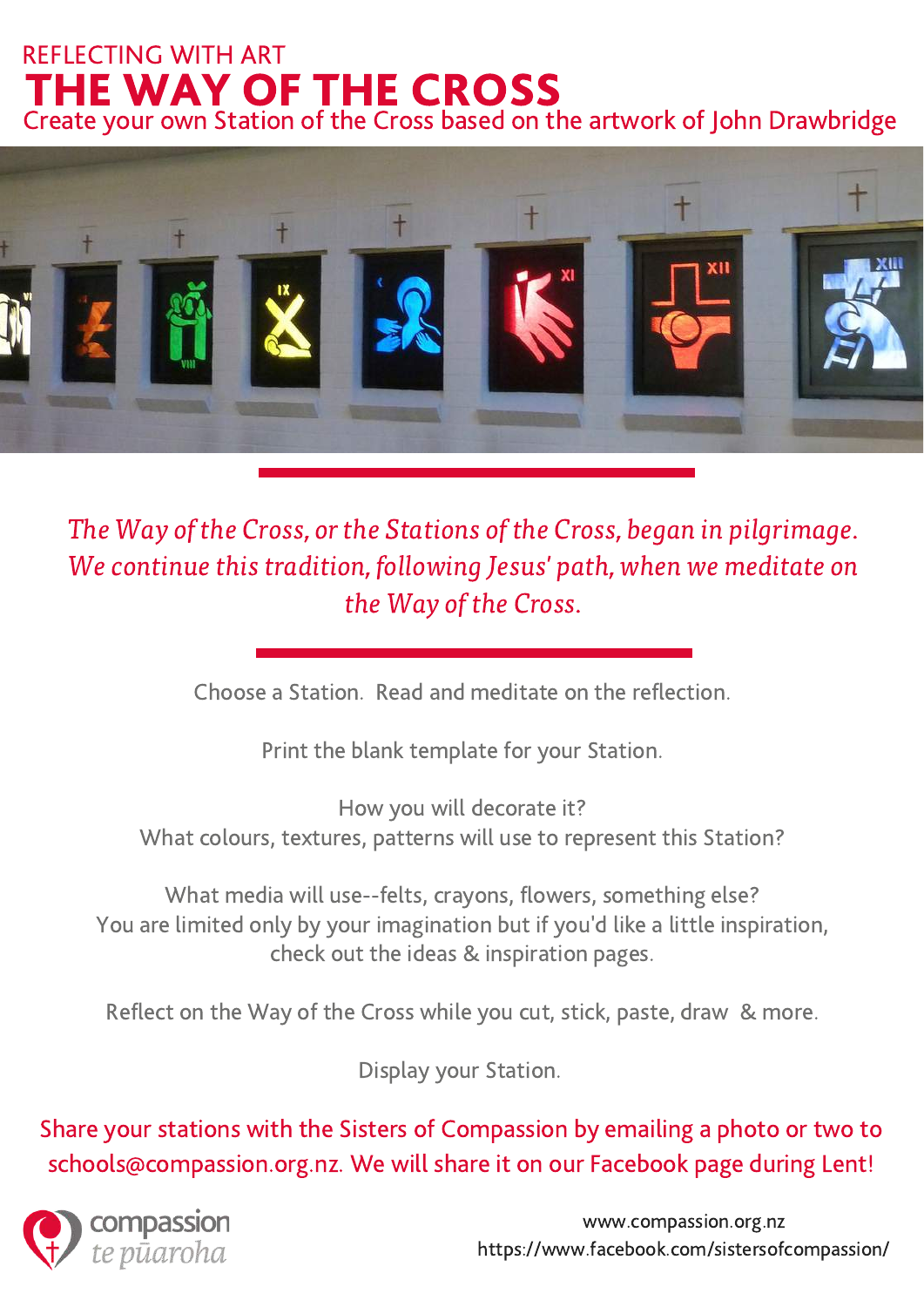REFLECTING WITH ART

# THE WAY OF THE CROSS

Create your own Station of the Cross based on the artwork of John Drawbridge

*The Way of the Cross, or the Stations of the Cross, began in pilgrimage. We continue this tradition, following Jesus' path, when we meditate on the Way of the Cross.*

Choose a Station. Read and meditate on the reflection.

Print the blank template for your Station.

How you will decorate it?
What colours, textures, patterns will use to represent this Station?

What media will use--felts, crayons, flowers, something else?
You are limited only by your imagination but if you'd like a little inspiration, check out the ideas & inspiration pages.

Reflect on the Way of the Cross while you cut, stick, paste, draw & more.

Display your Station.

Share your stations with the Sisters of Compassion by emailing a photo or two to schools@compassion.org.nz. We will share it on our Facebook page during Lent!

compassion
te pūaroha

www.compassion.org.nz
https://www.facebook.com/sistersofcompassion/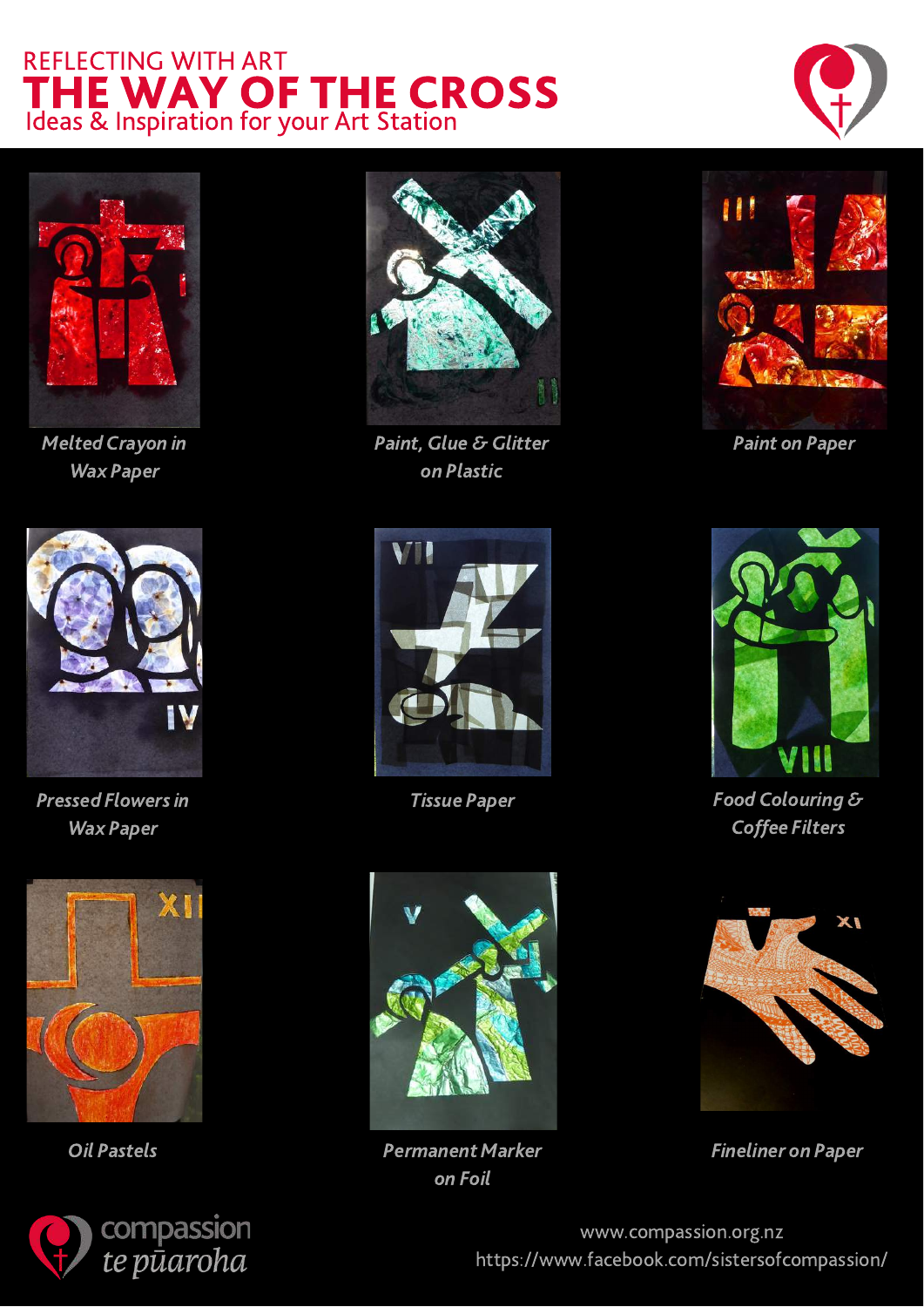REFLECTING WITH ART

# THE WAY OF THE CROSS

Ideas & Inspiration for your Art Station

*Melted Crayon in Wax Paper*

*Paint, Glue & Glitter on Plastic*

*Paint on Paper*

*Pressed Flowers in Wax Paper*

*Tissue Paper*

*Food Colouring & Coffee Filters*

*Oil Pastels*

*Permanent Marker on Foil*

*Fineliner on Paper*

compassion
te pūaroha

www.compassion.org.nz
https://www.facebook.com/sistersofcompassion/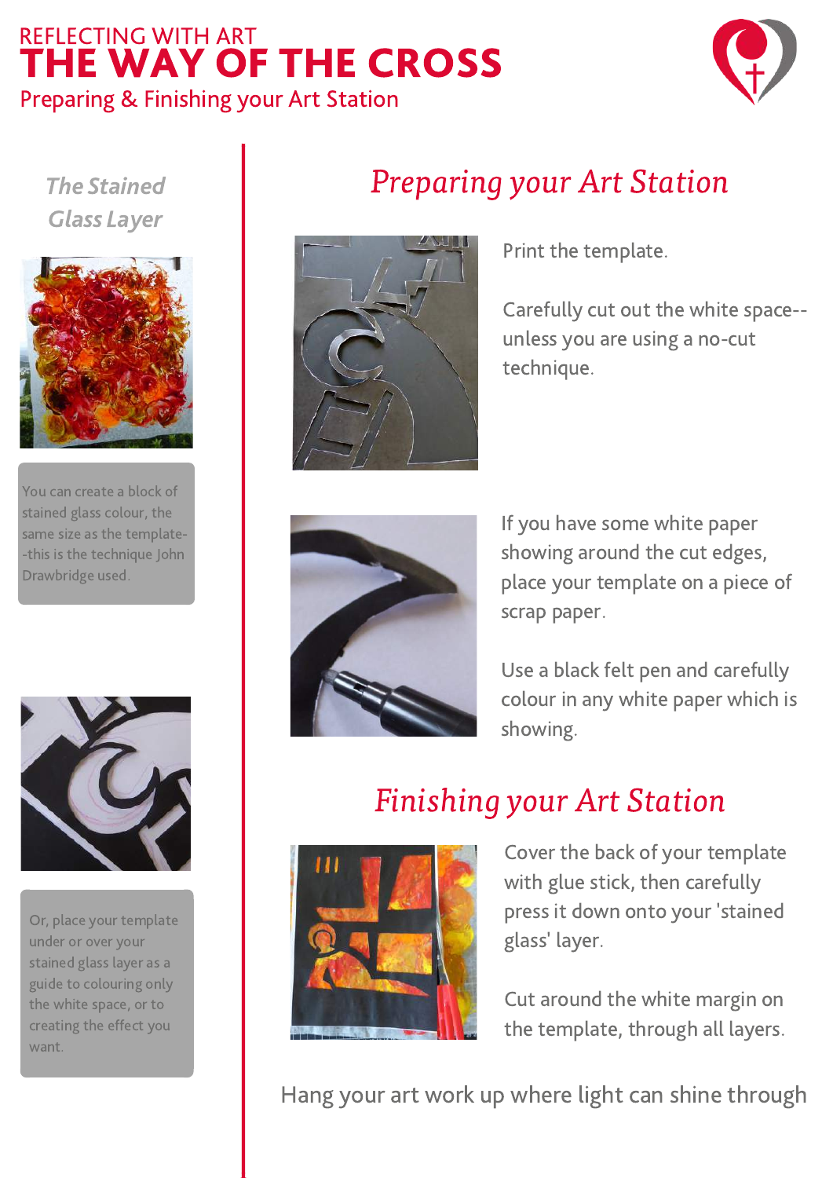REFLECTING WITH ART

# THE WAY OF THE CROSS

Preparing & Finishing your Art Station

### *The Stained Glass Layer*

You can create a block of stained glass colour, the same size as the template--this is the technique John Drawbridge used.

Or, place your template under or over your stained glass layer as a guide to colouring only the white space, or to creating the effect you want.

## *Preparing your Art Station*

Print the template.

Carefully cut out the white space--unless you are using a no-cut technique.

If you have some white paper showing around the cut edges, place your template on a piece of scrap paper.

Use a black felt pen and carefully colour in any white paper which is showing.

## *Finishing your Art Station*

Cover the back of your template with glue stick, then carefully press it down onto your 'stained glass' layer.

Cut around the white margin on the template, through all layers.

Hang your art work up where light can shine through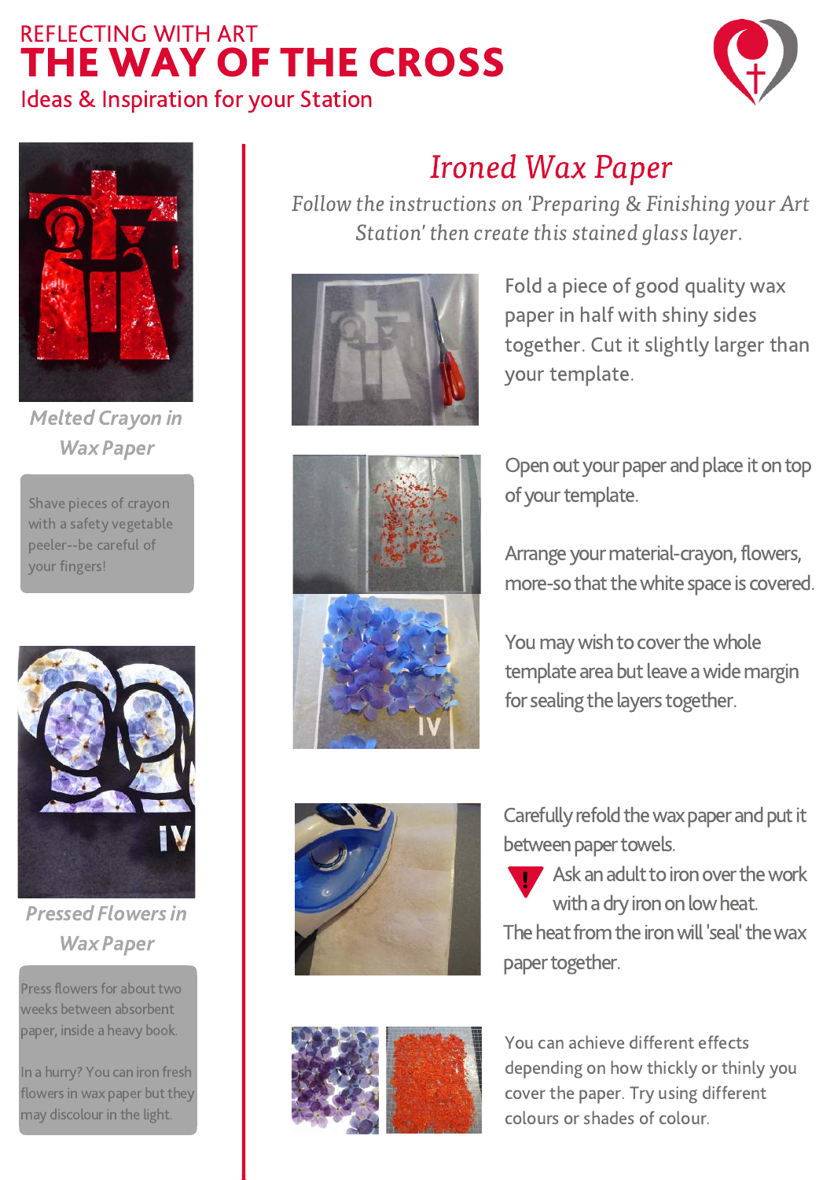REFLECTING WITH ART

# THE WAY OF THE CROSS

Ideas & Inspiration for your Station

*Melted Crayon in Wax Paper*

Shave pieces of crayon with a safety vegetable peeler--be careful of your fingers!

*Pressed Flowers in Wax Paper*

Press flowers for about two weeks between absorbent paper, inside a heavy book.

In a hurry? You can iron fresh flowers in wax paper but they may discolour in the light.

## *Ironed Wax Paper*

*Follow the instructions on 'Preparing & Finishing your Art Station' then create this stained glass layer.*

Fold a piece of good quality wax paper in half with shiny sides together. Cut it slightly larger than your template.

Open out your paper and place it on top of your template.

Arrange your material-crayon, flowers, more-so that the white space is covered.

You may wish to cover the whole template area but leave a wide margin for sealing the layers together.

Carefully refold the wax paper and put it between paper towels.

! Ask an adult to iron over the work with a dry iron on low heat.

The heat from the iron will 'seal' the wax paper together.

You can achieve different effects depending on how thickly or thinly you cover the paper. Try using different colours or shades of colour.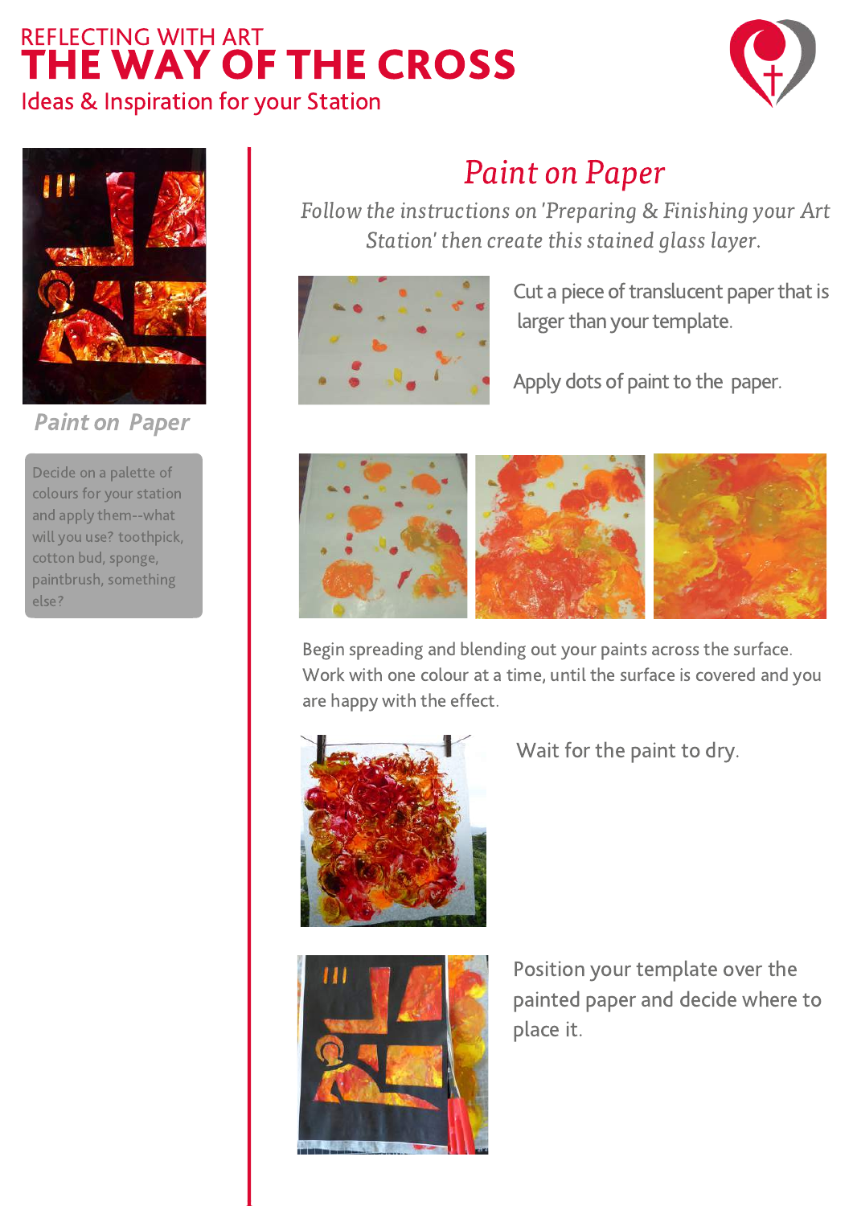REFLECTING WITH ART

# THE WAY OF THE CROSS

Ideas & Inspiration for your Station

*Paint on Paper*

Decide on a palette of colours for your station and apply them--what will you use? toothpick, cotton bud, sponge, paintbrush, something else?

## *Paint on Paper*

*Follow the instructions on 'Preparing & Finishing your Art Station' then create this stained glass layer.*

Cut a piece of translucent paper that is larger than your template.

Apply dots of paint to the paper.

Begin spreading and blending out your paints across the surface. Work with one colour at a time, until the surface is covered and you are happy with the effect.

Wait for the paint to dry.

Position your template over the painted paper and decide where to place it.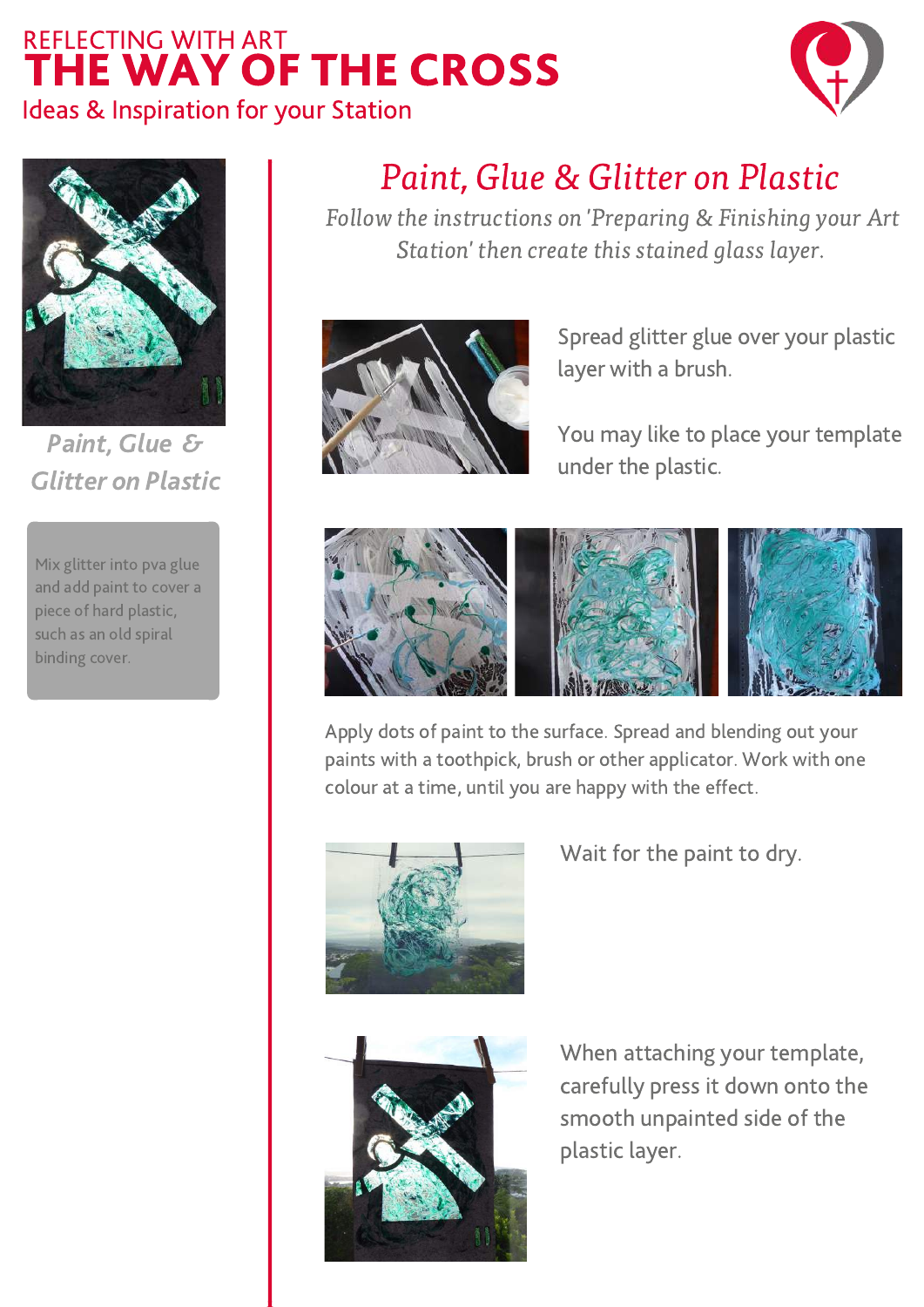REFLECTING WITH ART

# THE WAY OF THE CROSS

Ideas & Inspiration for your Station

*Paint, Glue & Glitter on Plastic*

Mix glitter into pva glue and add paint to cover a piece of hard plastic, such as an old spiral binding cover.

## *Paint, Glue & Glitter on Plastic*

*Follow the instructions on 'Preparing & Finishing your Art Station' then create this stained glass layer.*

Spread glitter glue over your plastic layer with a brush.

You may like to place your template under the plastic.

Apply dots of paint to the surface. Spread and blending out your paints with a toothpick, brush or other applicator. Work with one colour at a time, until you are happy with the effect.

Wait for the paint to dry.

When attaching your template, carefully press it down onto the smooth unpainted side of the plastic layer.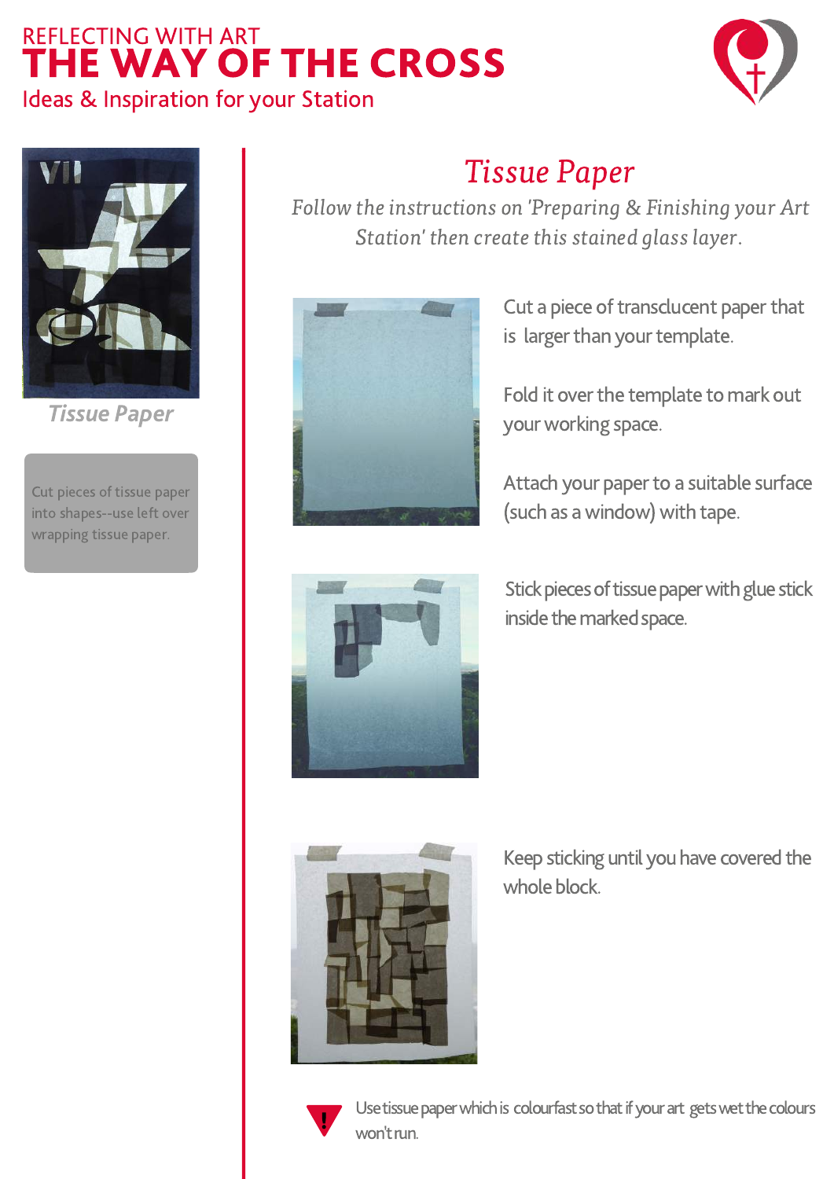REFLECTING WITH ART

# THE WAY OF THE CROSS

Ideas & Inspiration for your Station

*Tissue Paper*

Cut pieces of tissue paper into shapes--use left over wrapping tissue paper.

## *Tissue Paper*

*Follow the instructions on 'Preparing & Finishing your Art Station' then create this stained glass layer.*

Cut a piece of transclucent paper that is larger than your template.

Fold it over the template to mark out your working space.

Attach your paper to a suitable surface (such as a window) with tape.

Stick pieces of tissue paper with glue stick inside the marked space.

Keep sticking until you have covered the whole block.

**!** Use tissue paper which is colourfast so that if your art gets wet the colours won't run.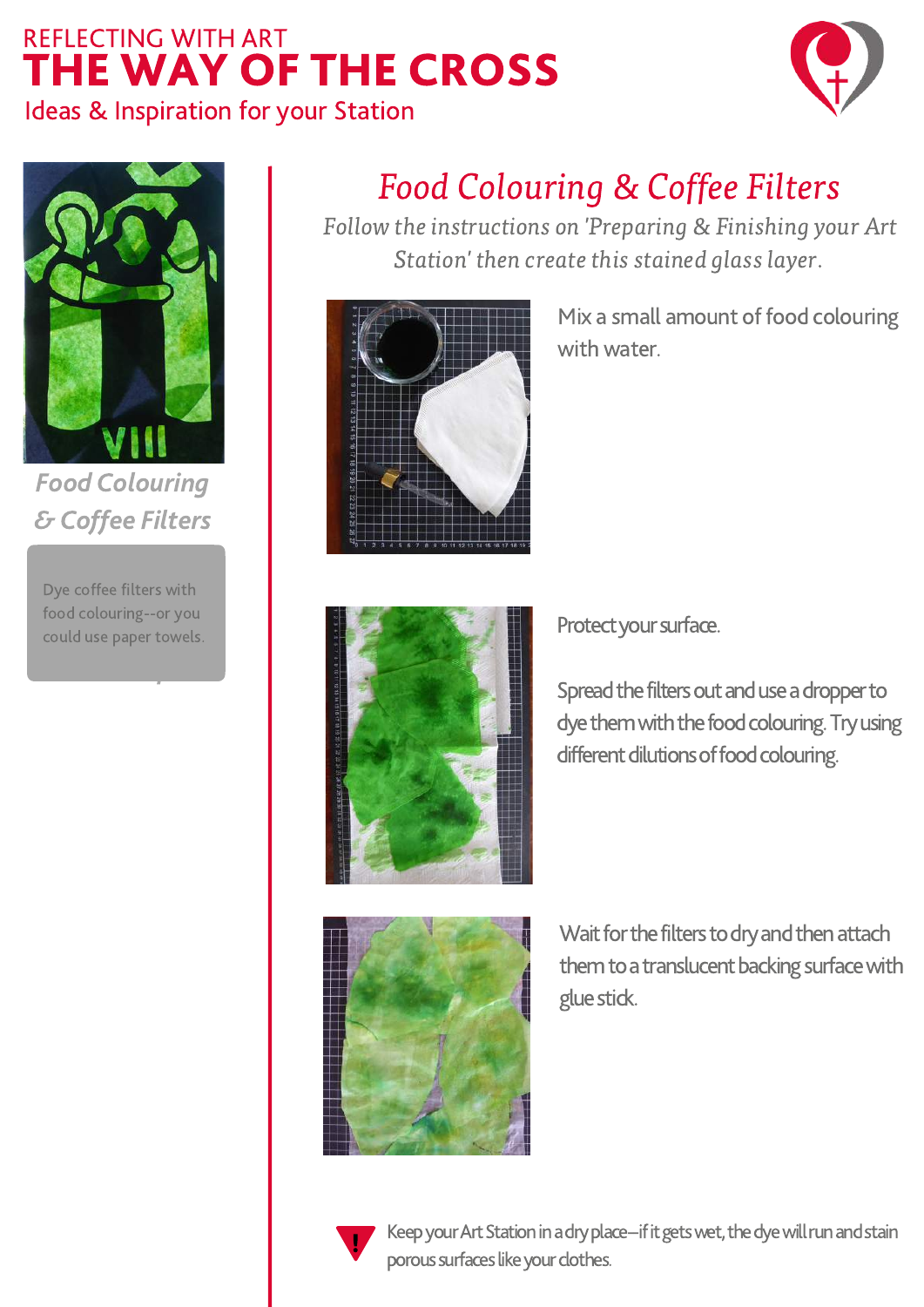REFLECTING WITH ART

# THE WAY OF THE CROSS

Ideas & Inspiration for your Station

*Food Colouring & Coffee Filters*

Dye coffee filters with food colouring--or you could use paper towels.

## *Food Colouring & Coffee Filters*

*Follow the instructions on 'Preparing & Finishing your Art Station' then create this stained glass layer.*

Mix a small amount of food colouring with water.

Protect your surface.

Spread the filters out and use a dropper to dye them with the food colouring. Try using different dilutions of food colouring.

Wait for the filters to dry and then attach them to a translucent backing surface with glue stick.

Keep your Art Station in a dry place—if it gets wet, the dye will run and stain porous surfaces like your clothes.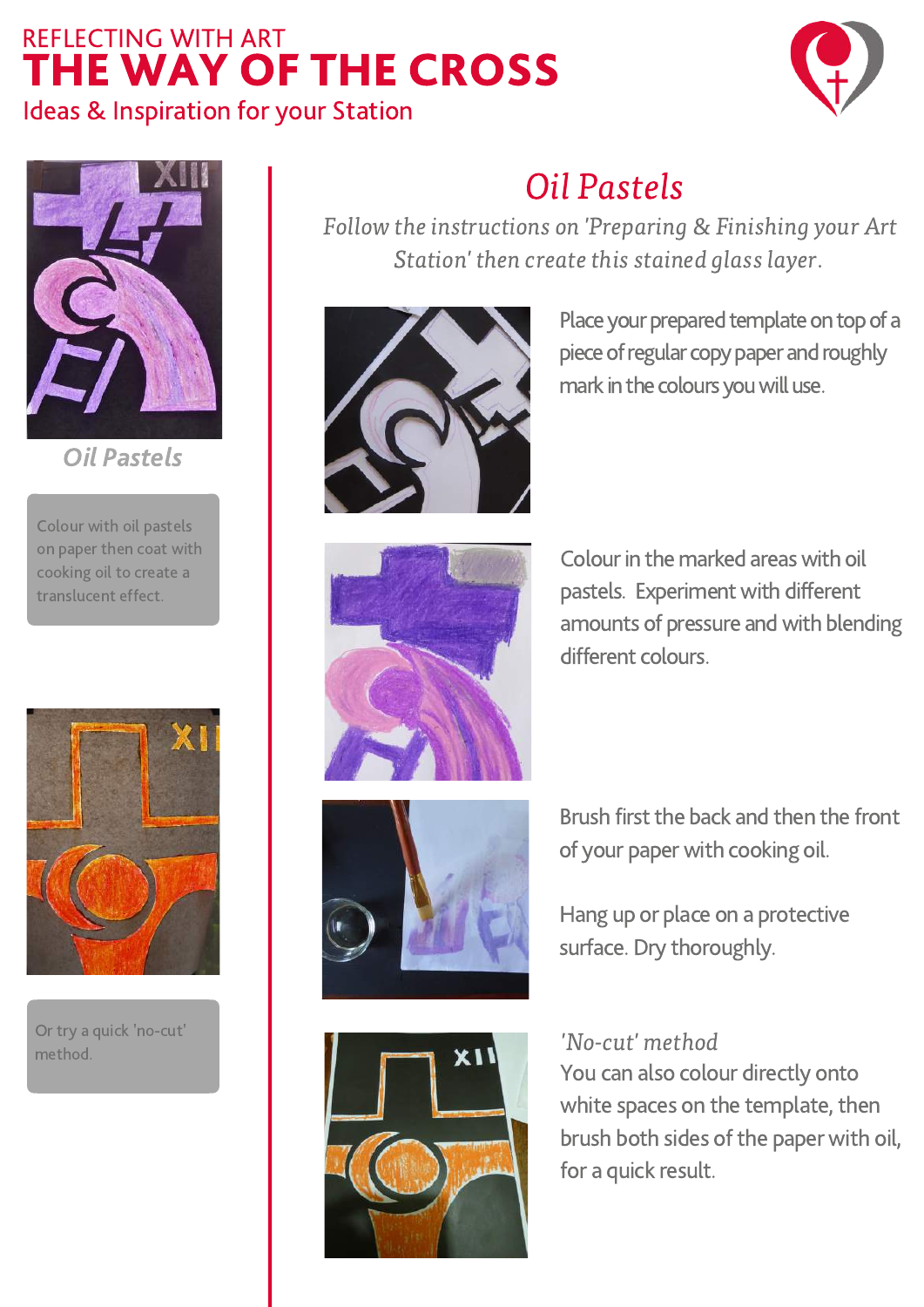REFLECTING WITH ART

# THE WAY OF THE CROSS

Ideas & Inspiration for your Station

*Oil Pastels*

Colour with oil pastels on paper then coat with cooking oil to create a translucent effect.

Or try a quick 'no-cut' method.

## *Oil Pastels*

*Follow the instructions on 'Preparing & Finishing your Art Station' then create this stained glass layer.*

Place your prepared template on top of a piece of regular copy paper and roughly mark in the colours you will use.

Colour in the marked areas with oil pastels. Experiment with different amounts of pressure and with blending different colours.

Brush first the back and then the front of your paper with cooking oil.

Hang up or place on a protective surface. Dry thoroughly.

*'No-cut' method*

You can also colour directly onto white spaces on the template, then brush both sides of the paper with oil, for a quick result.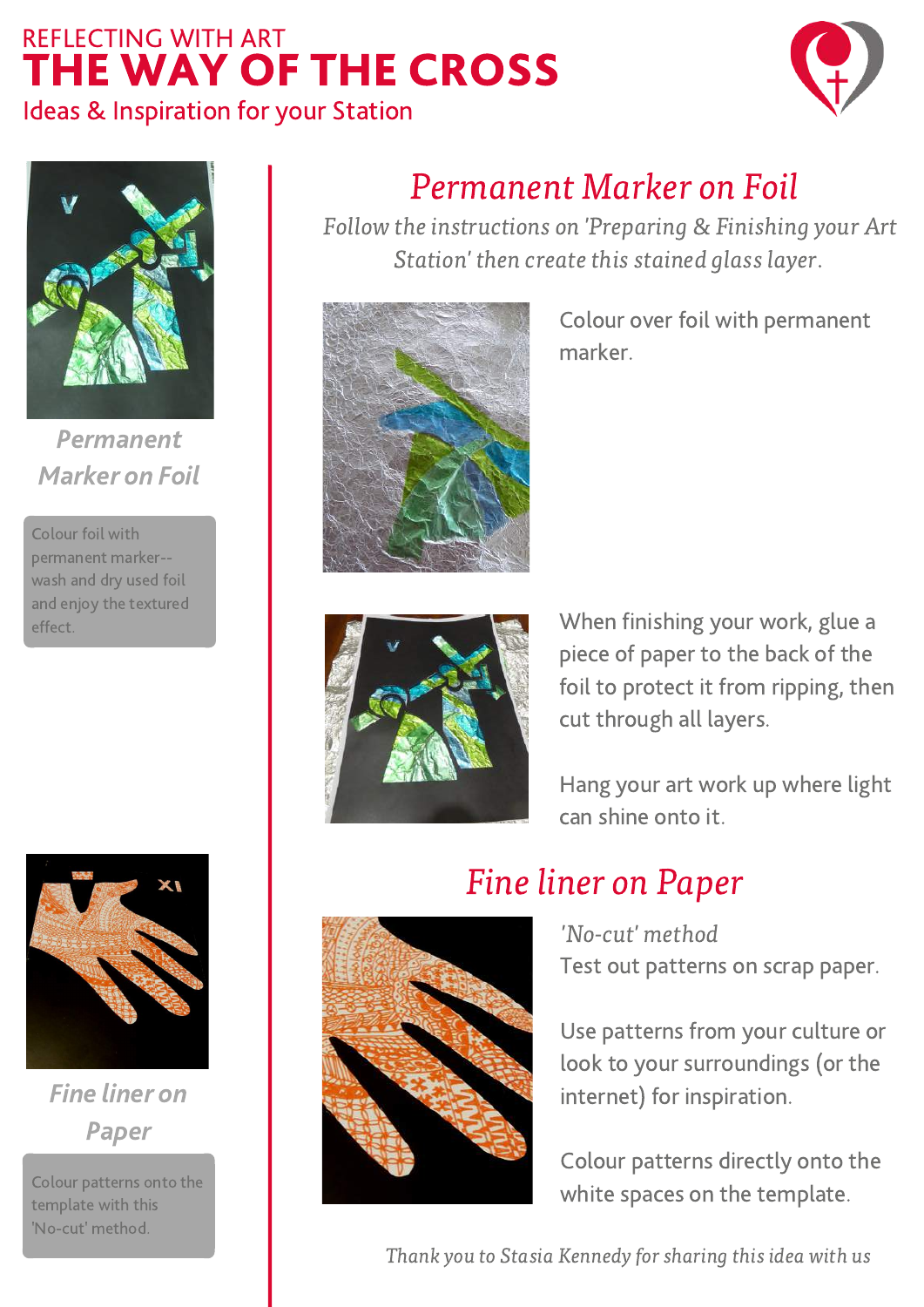REFLECTING WITH ART

# THE WAY OF THE CROSS

Ideas & Inspiration for your Station

## *Permanent Marker on Foil*

*Follow the instructions on 'Preparing & Finishing your Art Station' then create this stained glass layer.*

Colour over foil with permanent marker.

When finishing your work, glue a piece of paper to the back of the foil to protect it from ripping, then cut through all layers.

Hang your art work up where light can shine onto it.

*Permanent Marker on Foil*

Colour foil with permanent marker-- wash and dry used foil and enjoy the textured effect.

## *Fine liner on Paper*

*'No-cut' method*

Test out patterns on scrap paper.

Use patterns from your culture or look to your surroundings (or the internet) for inspiration.

Colour patterns directly onto the white spaces on the template.

*Fine liner on Paper*

Colour patterns onto the template with this 'No-cut' method.

*Thank you to Stasia Kennedy for sharing this idea with us*